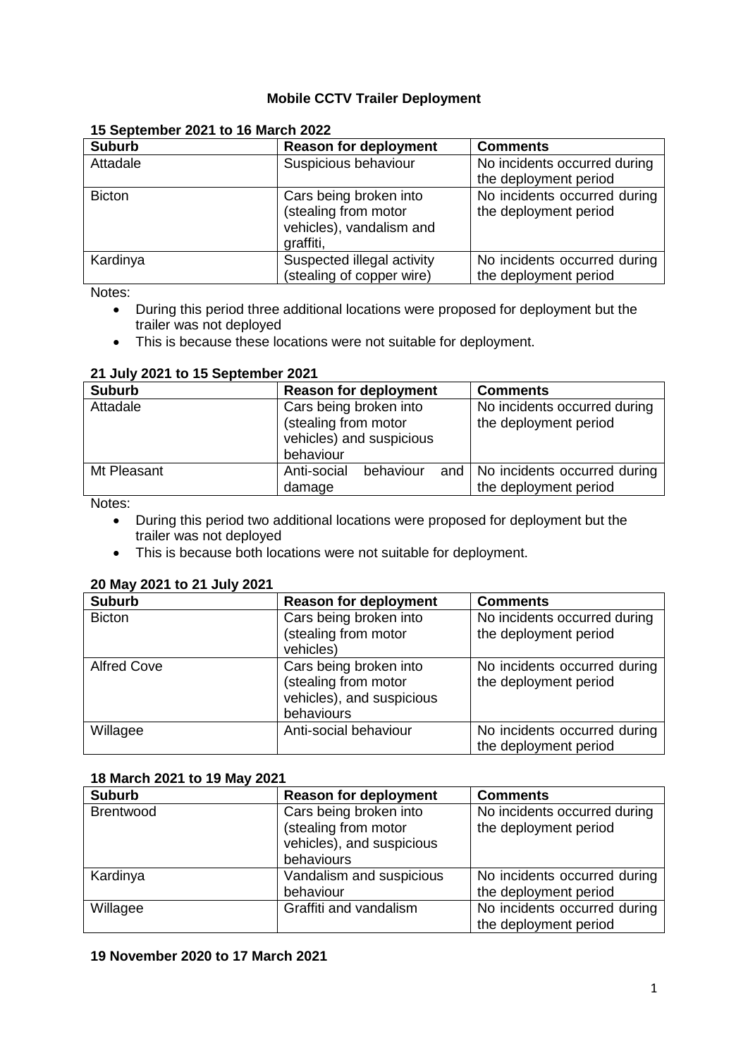# Mobile CCTV Trailer Deployment

**15 September 2021 to 16 March 2022**

| Suburb | Reason for deployment | Comments |
|---|---|---|
| Attadale | Suspicious behaviour | No incidents occurred during the deployment period |
| Bicton | Cars being broken into (stealing from motor vehicles), vandalism and graffiti, | No incidents occurred during the deployment period |
| Kardinya | Suspected illegal activity (stealing of copper wire) | No incidents occurred during the deployment period |

Notes:

- During this period three additional locations were proposed for deployment but the trailer was not deployed
- This is because these locations were not suitable for deployment.

**21 July 2021 to 15 September 2021**

| Suburb | Reason for deployment | Comments |
|---|---|---|
| Attadale | Cars being broken into (stealing from motor vehicles) and suspicious behaviour | No incidents occurred during the deployment period |
| Mt Pleasant | Anti-social behaviour and damage | No incidents occurred during the deployment period |

Notes:

- During this period two additional locations were proposed for deployment but the trailer was not deployed
- This is because both locations were not suitable for deployment.

**20 May 2021 to 21 July 2021**

| Suburb | Reason for deployment | Comments |
|---|---|---|
| Bicton | Cars being broken into (stealing from motor vehicles) | No incidents occurred during the deployment period |
| Alfred Cove | Cars being broken into (stealing from motor vehicles), and suspicious behaviours | No incidents occurred during the deployment period |
| Willagee | Anti-social behaviour | No incidents occurred during the deployment period |

**18 March 2021 to 19 May 2021**

| Suburb | Reason for deployment | Comments |
|---|---|---|
| Brentwood | Cars being broken into (stealing from motor vehicles), and suspicious behaviours | No incidents occurred during the deployment period |
| Kardinya | Vandalism and suspicious behaviour | No incidents occurred during the deployment period |
| Willagee | Graffiti and vandalism | No incidents occurred during the deployment period |

**19 November 2020 to 17 March 2021**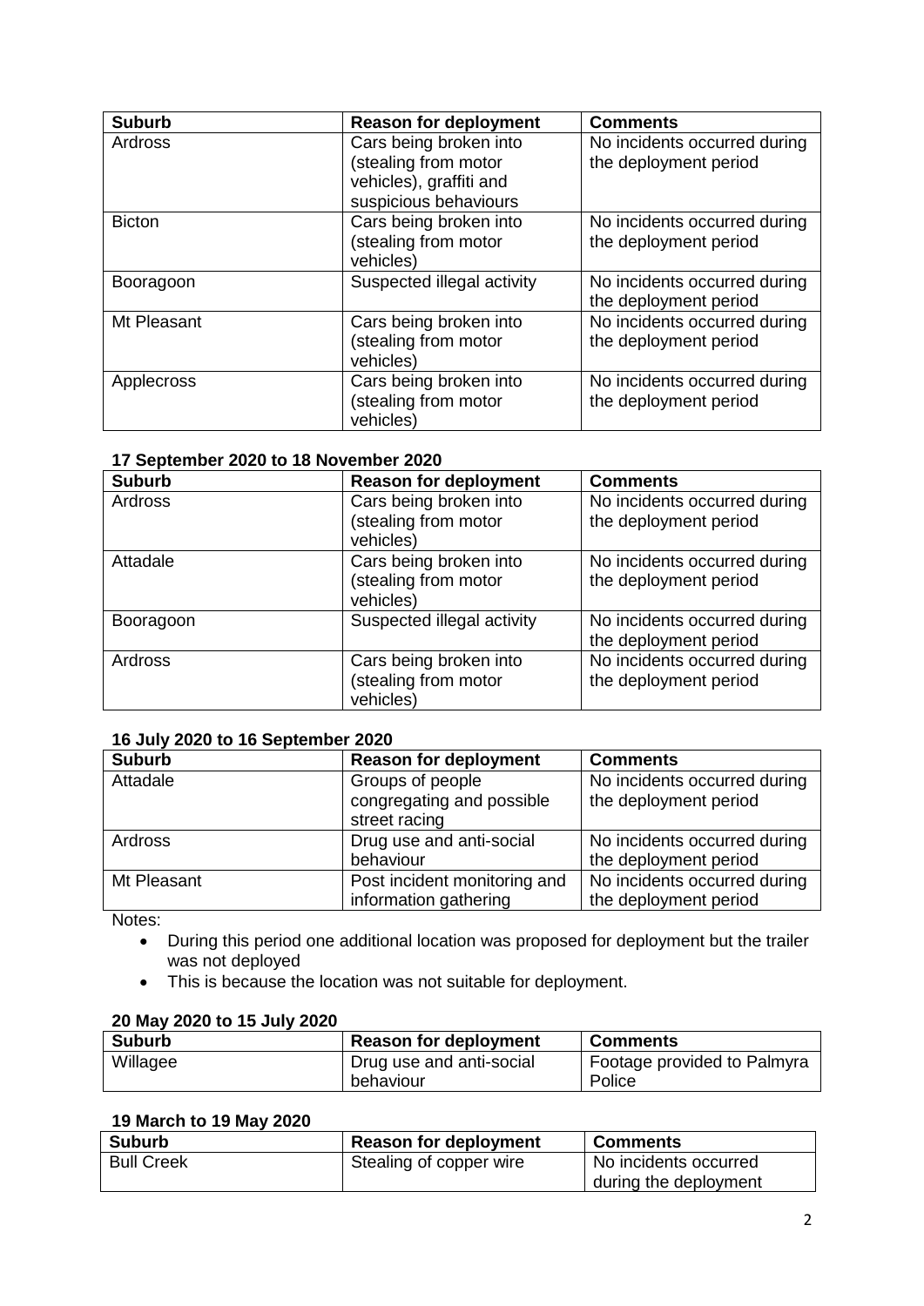| Suburb | Reason for deployment | Comments |
|---|---|---|
| Ardross | Cars being broken into (stealing from motor vehicles), graffiti and suspicious behaviours | No incidents occurred during the deployment period |
| Bicton | Cars being broken into (stealing from motor vehicles) | No incidents occurred during the deployment period |
| Booragoon | Suspected illegal activity | No incidents occurred during the deployment period |
| Mt Pleasant | Cars being broken into (stealing from motor vehicles) | No incidents occurred during the deployment period |
| Applecross | Cars being broken into (stealing from motor vehicles) | No incidents occurred during the deployment period |

**17 September 2020 to 18 November 2020**

| Suburb | Reason for deployment | Comments |
|---|---|---|
| Ardross | Cars being broken into (stealing from motor vehicles) | No incidents occurred during the deployment period |
| Attadale | Cars being broken into (stealing from motor vehicles) | No incidents occurred during the deployment period |
| Booragoon | Suspected illegal activity | No incidents occurred during the deployment period |
| Ardross | Cars being broken into (stealing from motor vehicles) | No incidents occurred during the deployment period |

**16 July 2020 to 16 September 2020**

| Suburb | Reason for deployment | Comments |
|---|---|---|
| Attadale | Groups of people congregating and possible street racing | No incidents occurred during the deployment period |
| Ardross | Drug use and anti-social behaviour | No incidents occurred during the deployment period |
| Mt Pleasant | Post incident monitoring and information gathering | No incidents occurred during the deployment period |

Notes:

- During this period one additional location was proposed for deployment but the trailer was not deployed
- This is because the location was not suitable for deployment.

**20 May 2020 to 15 July 2020**

| Suburb | Reason for deployment | Comments |
|---|---|---|
| Willagee | Drug use and anti-social behaviour | Footage provided to Palmyra Police |

**19 March to 19 May 2020**

| Suburb | Reason for deployment | Comments |
|---|---|---|
| Bull Creek | Stealing of copper wire | No incidents occurred during the deployment |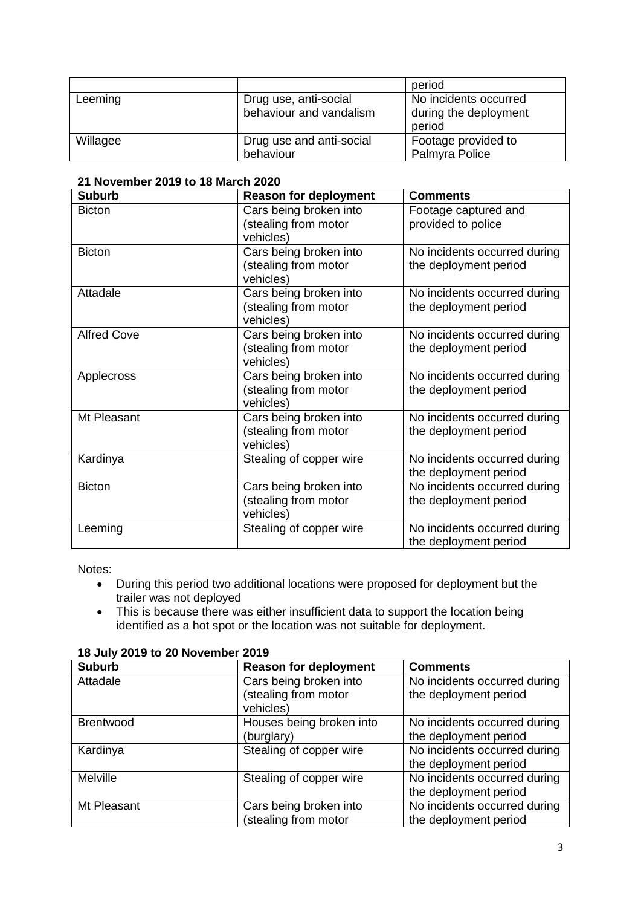| | | period |
|---|---|---|
| Leeming | Drug use, anti-social behaviour and vandalism | No incidents occurred during the deployment period |
| Willagee | Drug use and anti-social behaviour | Footage provided to Palmyra Police |

**21 November 2019 to 18 March 2020**

| Suburb | Reason for deployment | Comments |
|---|---|---|
| Bicton | Cars being broken into (stealing from motor vehicles) | Footage captured and provided to police |
| Bicton | Cars being broken into (stealing from motor vehicles) | No incidents occurred during the deployment period |
| Attadale | Cars being broken into (stealing from motor vehicles) | No incidents occurred during the deployment period |
| Alfred Cove | Cars being broken into (stealing from motor vehicles) | No incidents occurred during the deployment period |
| Applecross | Cars being broken into (stealing from motor vehicles) | No incidents occurred during the deployment period |
| Mt Pleasant | Cars being broken into (stealing from motor vehicles) | No incidents occurred during the deployment period |
| Kardinya | Stealing of copper wire | No incidents occurred during the deployment period |
| Bicton | Cars being broken into (stealing from motor vehicles) | No incidents occurred during the deployment period |
| Leeming | Stealing of copper wire | No incidents occurred during the deployment period |

Notes:

- During this period two additional locations were proposed for deployment but the trailer was not deployed
- This is because there was either insufficient data to support the location being identified as a hot spot or the location was not suitable for deployment.

**18 July 2019 to 20 November 2019**

| Suburb | Reason for deployment | Comments |
|---|---|---|
| Attadale | Cars being broken into (stealing from motor vehicles) | No incidents occurred during the deployment period |
| Brentwood | Houses being broken into (burglary) | No incidents occurred during the deployment period |
| Kardinya | Stealing of copper wire | No incidents occurred during the deployment period |
| Melville | Stealing of copper wire | No incidents occurred during the deployment period |
| Mt Pleasant | Cars being broken into (stealing from motor | No incidents occurred during the deployment period |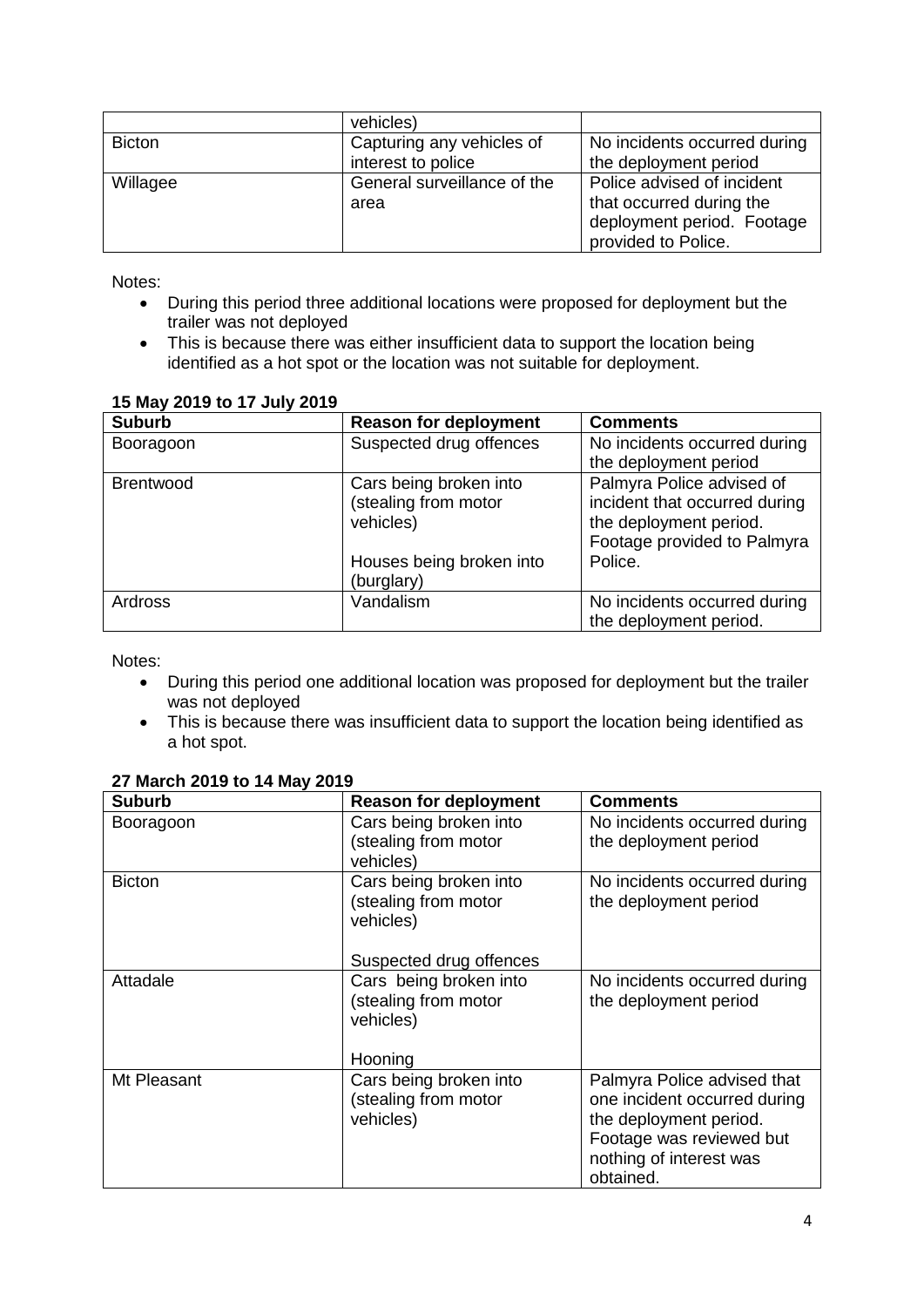|  | vehicles) |  |
| --- | --- | --- |
| Bicton | Capturing any vehicles of interest to police | No incidents occurred during the deployment period |
| Willagee | General surveillance of the area | Police advised of incident that occurred during the deployment period. Footage provided to Police. |

Notes:

- During this period three additional locations were proposed for deployment but the trailer was not deployed
- This is because there was either insufficient data to support the location being identified as a hot spot or the location was not suitable for deployment.

**15 May 2019 to 17 July 2019**

| Suburb | Reason for deployment | Comments |
| --- | --- | --- |
| Booragoon | Suspected drug offences | No incidents occurred during the deployment period |
| Brentwood | Cars being broken into (stealing from motor vehicles)<br><br>Houses being broken into (burglary) | Palmyra Police advised of incident that occurred during the deployment period. Footage provided to Palmyra Police. |
| Ardross | Vandalism | No incidents occurred during the deployment period. |

Notes:

- During this period one additional location was proposed for deployment but the trailer was not deployed
- This is because there was insufficient data to support the location being identified as a hot spot.

**27 March 2019 to 14 May 2019**

| Suburb | Reason for deployment | Comments |
| --- | --- | --- |
| Booragoon | Cars being broken into (stealing from motor vehicles) | No incidents occurred during the deployment period |
| Bicton | Cars being broken into (stealing from motor vehicles)<br><br>Suspected drug offences | No incidents occurred during the deployment period |
| Attadale | Cars being broken into (stealing from motor vehicles)<br><br>Hooning | No incidents occurred during the deployment period |
| Mt Pleasant | Cars being broken into (stealing from motor vehicles) | Palmyra Police advised that one incident occurred during the deployment period. Footage was reviewed but nothing of interest was obtained. |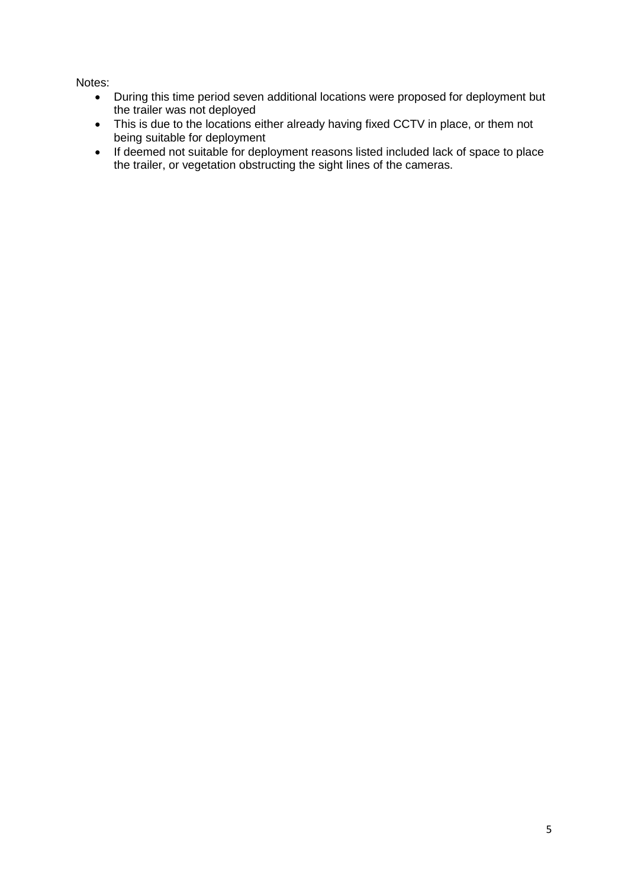Notes:

- During this time period seven additional locations were proposed for deployment but the trailer was not deployed
- This is due to the locations either already having fixed CCTV in place, or them not being suitable for deployment
- If deemed not suitable for deployment reasons listed included lack of space to place the trailer, or vegetation obstructing the sight lines of the cameras.